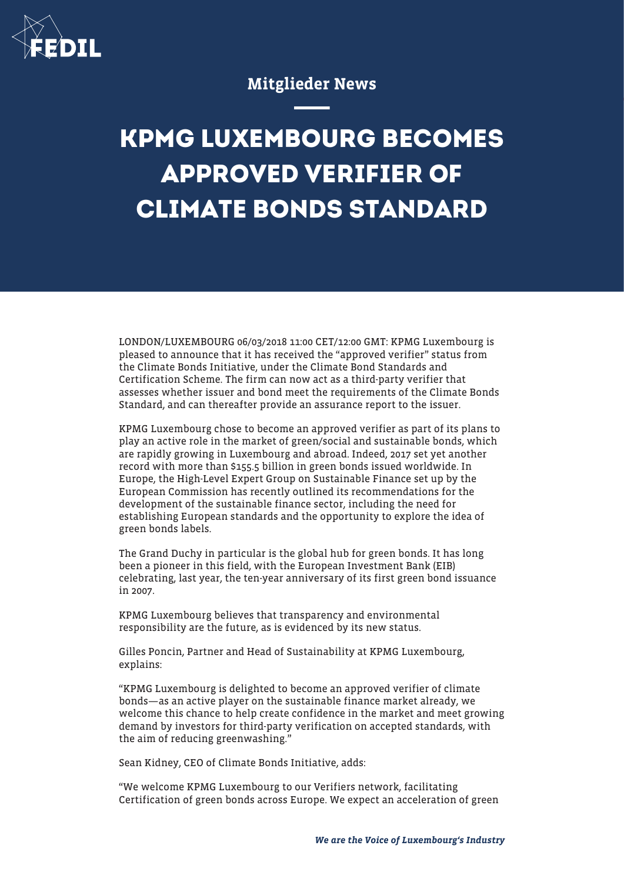Mitglieder News

# KPMG LUXEMBOURG BECOMES APPROVED VERIFIER OF CLIMATE BONDS STANDARD

LONDON/LUXEMBOURG 06/03/2018 11:00 CET/12:00 GMT: KPMG Luxembourg is pleased to announce that it has received the "approved verifier" status from the Climate Bonds Initiative, under the Climate Bond Standards and Certification Scheme. The firm can now act as a third-party verifier that assesses whether issuer and bond meet the requirements of the Climate Bonds Standard, and can thereafter provide an assurance report to the issuer.

KPMG Luxembourg chose to become an approved verifier as part of its plans to play an active role in the market of green/social and sustainable bonds, which are rapidly growing in Luxembourg and abroad. Indeed, 2017 set yet another record with more than $155.5 billion in green bonds issued worldwide. In Europe, the High-Level Expert Group on Sustainable Finance set up by the European Commission has recently outlined its recommendations for the development of the sustainable finance sector, including the need for establishing European standards and the opportunity to explore the idea of green bonds labels.

The Grand Duchy in particular is the global hub for green bonds. It has long been a pioneer in this field, with the European Investment Bank (EIB) celebrating, last year, the ten-year anniversary of its first green bond issuance in 2007.

KPMG Luxembourg believes that transparency and environmental responsibility are the future, as is evidenced by its new status.

Gilles Poncin, Partner and Head of Sustainability at KPMG Luxembourg, explains:

"KPMG Luxembourg is delighted to become an approved verifier of climate bonds—as an active player on the sustainable finance market already, we welcome this chance to help create confidence in the market and meet growing demand by investors for third-party verification on accepted standards, with the aim of reducing greenwashing."

Sean Kidney, CEO of Climate Bonds Initiative, adds:

"We welcome KPMG Luxembourg to our Verifiers network, facilitating Certification of green bonds across Europe. We expect an acceleration of green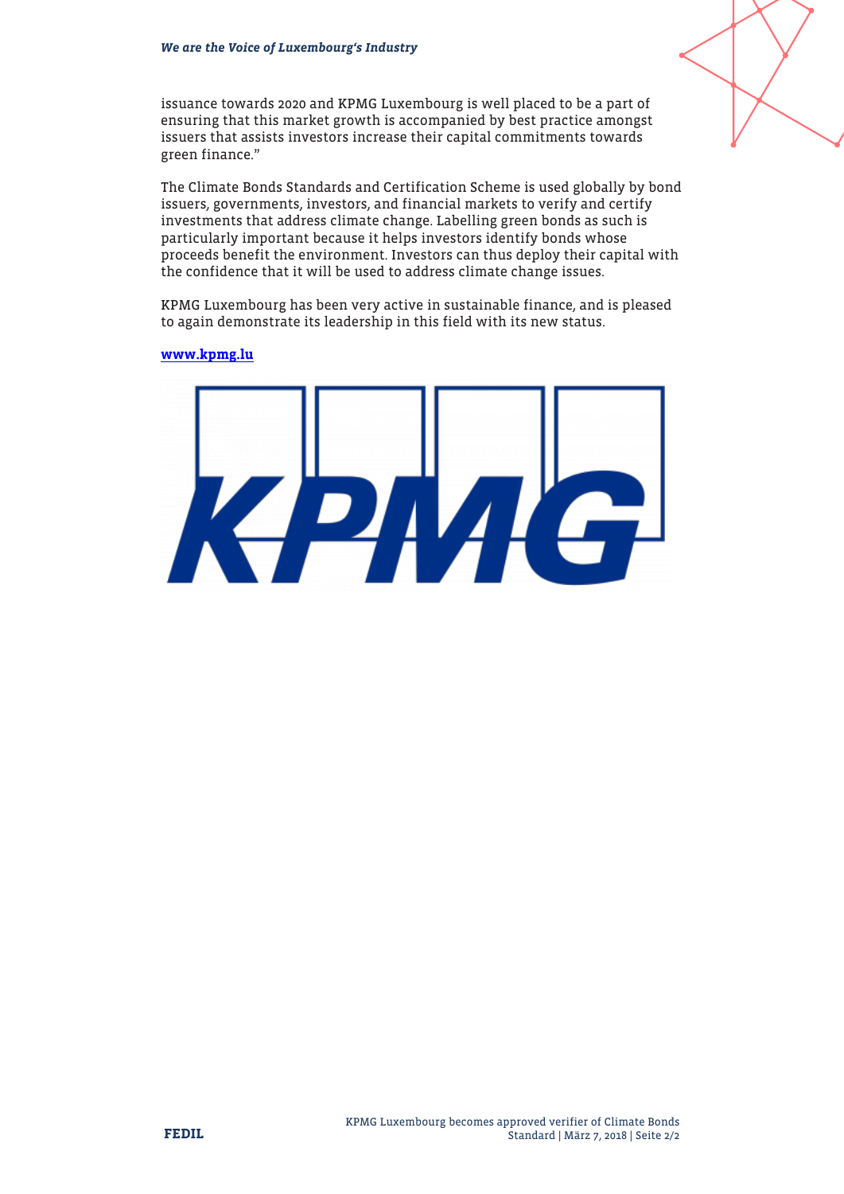issuance towards 2020 and KPMG Luxembourg is well placed to be a part of ensuring that this market growth is accompanied by best practice amongst issuers that assists investors increase their capital commitments towards green finance."

The Climate Bonds Standards and Certification Scheme is used globally by bond issuers, governments, investors, and financial markets to verify and certify investments that address climate change. Labelling green bonds as such is particularly important because it helps investors identify bonds whose proceeds benefit the environment. Investors can thus deploy their capital with the confidence that it will be used to address climate change issues.

KPMG Luxembourg has been very active in sustainable finance, and is pleased to again demonstrate its leadership in this field with its new status.

**[www.kpmg.lu](http://www.kpmg.lu)**